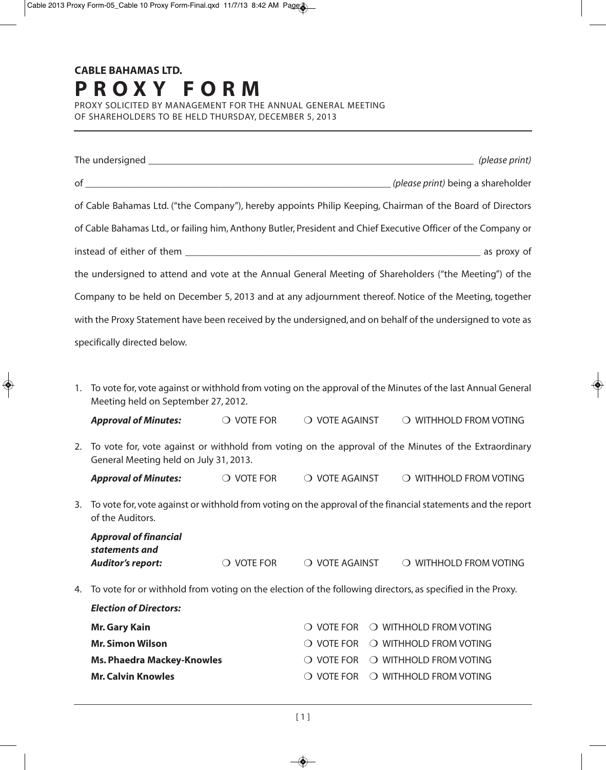**CABLE BAHAMAS LTD.**

# PROXY FORM

PROXY SOLICITED BY MANAGEMENT FOR THE ANNUAL GENERAL MEETING OF SHAREHOLDERS TO BE HELD THURSDAY, DECEMBER 5, 2013

---

The undersigned ______________________________________________ *(please print)*

of ______________________________________________ *(please print)* being a shareholder of Cable Bahamas Ltd. ("the Company"), hereby appoints Philip Keeping, Chairman of the Board of Directors of Cable Bahamas Ltd., or failing him, Anthony Butler, President and Chief Executive Officer of the Company or instead of either of them ______________________________________________ as proxy of the undersigned to attend and vote at the Annual General Meeting of Shareholders ("the Meeting") of the Company to be held on December 5, 2013 and at any adjournment thereof. Notice of the Meeting, together with the Proxy Statement have been received by the undersigned, and on behalf of the undersigned to vote as specifically directed below.

1. To vote for, vote against or withhold from voting on the approval of the Minutes of the last Annual General Meeting held on September 27, 2012.

   ***Approval of Minutes:*** ❍ VOTE FOR ❍ VOTE AGAINST ❍ WITHHOLD FROM VOTING

2. To vote for, vote against or withhold from voting on the approval of the Minutes of the Extraordinary General Meeting held on July 31, 2013.

   ***Approval of Minutes:*** ❍ VOTE FOR ❍ VOTE AGAINST ❍ WITHHOLD FROM VOTING

3. To vote for, vote against or withhold from voting on the approval of the financial statements and the report of the Auditors.

   ***Approval of financial statements and Auditor's report:*** ❍ VOTE FOR ❍ VOTE AGAINST ❍ WITHHOLD FROM VOTING

4. To vote for or withhold from voting on the election of the following directors, as specified in the Proxy.

   ***Election of Directors:***

| | | |
|---|---|---|
| **Mr. Gary Kain** | ❍ VOTE FOR | ❍ WITHHOLD FROM VOTING |
| **Mr. Simon Wilson** | ❍ VOTE FOR | ❍ WITHHOLD FROM VOTING |
| **Ms. Phaedra Mackey-Knowles** | ❍ VOTE FOR | ❍ WITHHOLD FROM VOTING |
| **Mr. Calvin Knowles** | ❍ VOTE FOR | ❍ WITHHOLD FROM VOTING |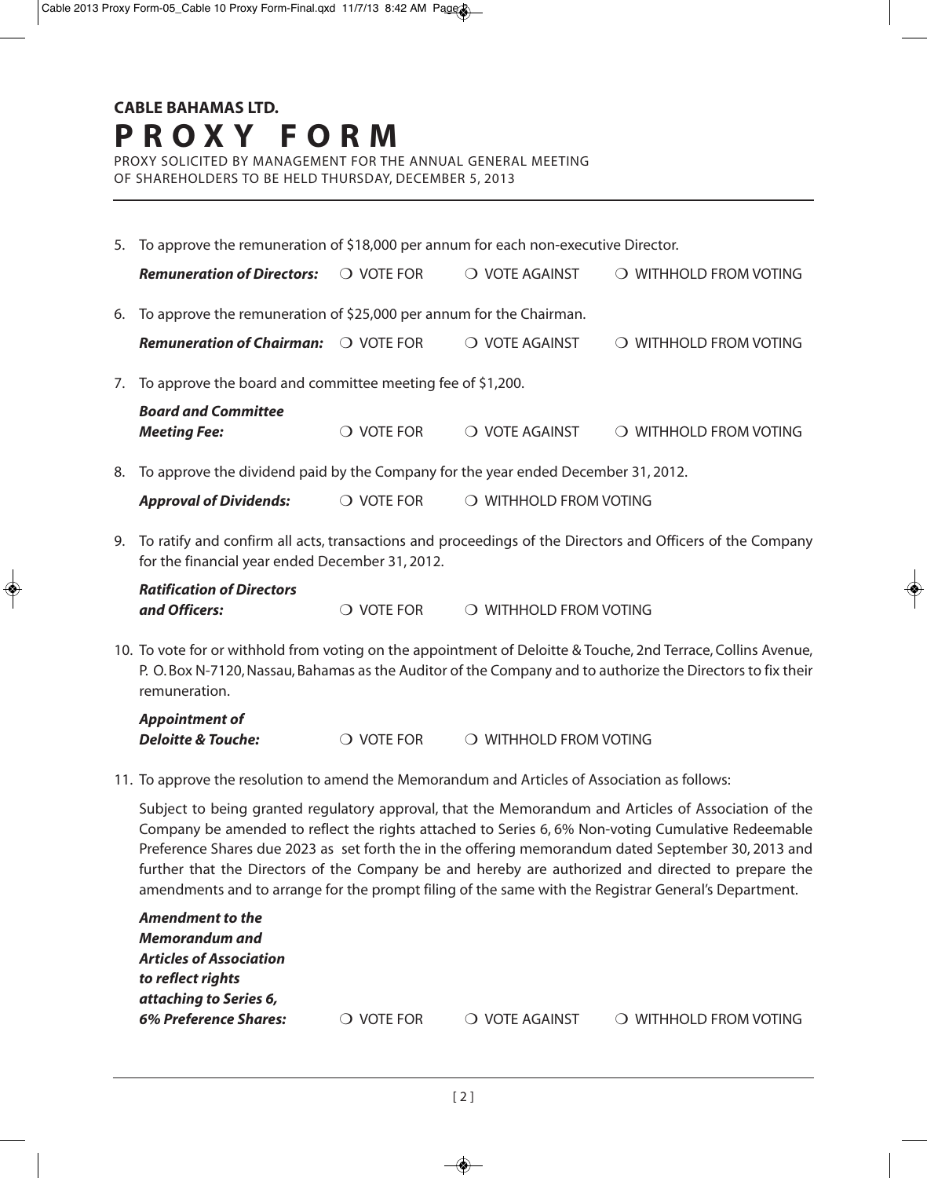**CABLE BAHAMAS LTD.**

# PROXY FORM

PROXY SOLICITED BY MANAGEMENT FOR THE ANNUAL GENERAL MEETING OF SHAREHOLDERS TO BE HELD THURSDAY, DECEMBER 5, 2013

5. To approve the remuneration of $18,000 per annum for each non-executive Director.

   ***Remuneration of Directors:*** ❍ VOTE FOR ❍ VOTE AGAINST ❍ WITHHOLD FROM VOTING

6. To approve the remuneration of $25,000 per annum for the Chairman.

   ***Remuneration of Chairman:*** ❍ VOTE FOR ❍ VOTE AGAINST ❍ WITHHOLD FROM VOTING

7. To approve the board and committee meeting fee of $1,200.

   ***Board and Committee Meeting Fee:*** ❍ VOTE FOR ❍ VOTE AGAINST ❍ WITHHOLD FROM VOTING

8. To approve the dividend paid by the Company for the year ended December 31, 2012.

   ***Approval of Dividends:*** ❍ VOTE FOR ❍ WITHHOLD FROM VOTING

9. To ratify and confirm all acts, transactions and proceedings of the Directors and Officers of the Company for the financial year ended December 31, 2012.

   ***Ratification of Directors and Officers:*** ❍ VOTE FOR ❍ WITHHOLD FROM VOTING

10. To vote for or withhold from voting on the appointment of Deloitte & Touche, 2nd Terrace, Collins Avenue, P. O. Box N-7120, Nassau, Bahamas as the Auditor of the Company and to authorize the Directors to fix their remuneration.

    ***Appointment of Deloitte & Touche:*** ❍ VOTE FOR ❍ WITHHOLD FROM VOTING

11. To approve the resolution to amend the Memorandum and Articles of Association as follows:

    Subject to being granted regulatory approval, that the Memorandum and Articles of Association of the Company be amended to reflect the rights attached to Series 6, 6% Non-voting Cumulative Redeemable Preference Shares due 2023 as set forth the in the offering memorandum dated September 30, 2013 and further that the Directors of the Company be and hereby are authorized and directed to prepare the amendments and to arrange for the prompt filing of the same with the Registrar General's Department.

    ***Amendment to the Memorandum and Articles of Association to reflect rights attaching to Series 6, 6% Preference Shares:*** ❍ VOTE FOR ❍ VOTE AGAINST ❍ WITHHOLD FROM VOTING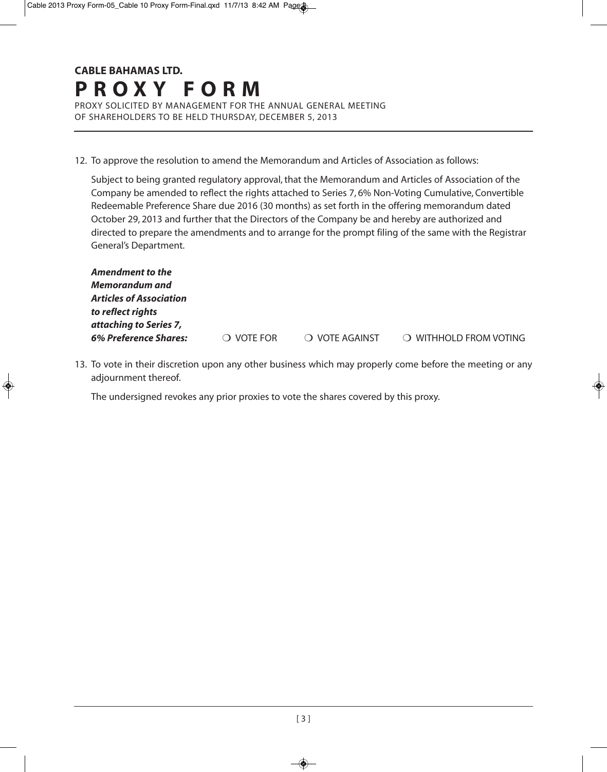**CABLE BAHAMAS LTD.**

# P R O X Y   F O R M

PROXY SOLICITED BY MANAGEMENT FOR THE ANNUAL GENERAL MEETING OF SHAREHOLDERS TO BE HELD THURSDAY, DECEMBER 5, 2013

12. To approve the resolution to amend the Memorandum and Articles of Association as follows:

    Subject to being granted regulatory approval, that the Memorandum and Articles of Association of the Company be amended to reflect the rights attached to Series 7, 6% Non-Voting Cumulative, Convertible Redeemable Preference Share due 2016 (30 months) as set forth in the offering memorandum dated October 29, 2013 and further that the Directors of the Company be and hereby are authorized and directed to prepare the amendments and to arrange for the prompt filing of the same with the Registrar General's Department.

    ***Amendment to the Memorandum and Articles of Association to reflect rights attaching to Series 7, 6% Preference Shares:*** ❍ VOTE FOR ❍ VOTE AGAINST ❍ WITHHOLD FROM VOTING

13. To vote in their discretion upon any other business which may properly come before the meeting or any adjournment thereof.

    The undersigned revokes any prior proxies to vote the shares covered by this proxy.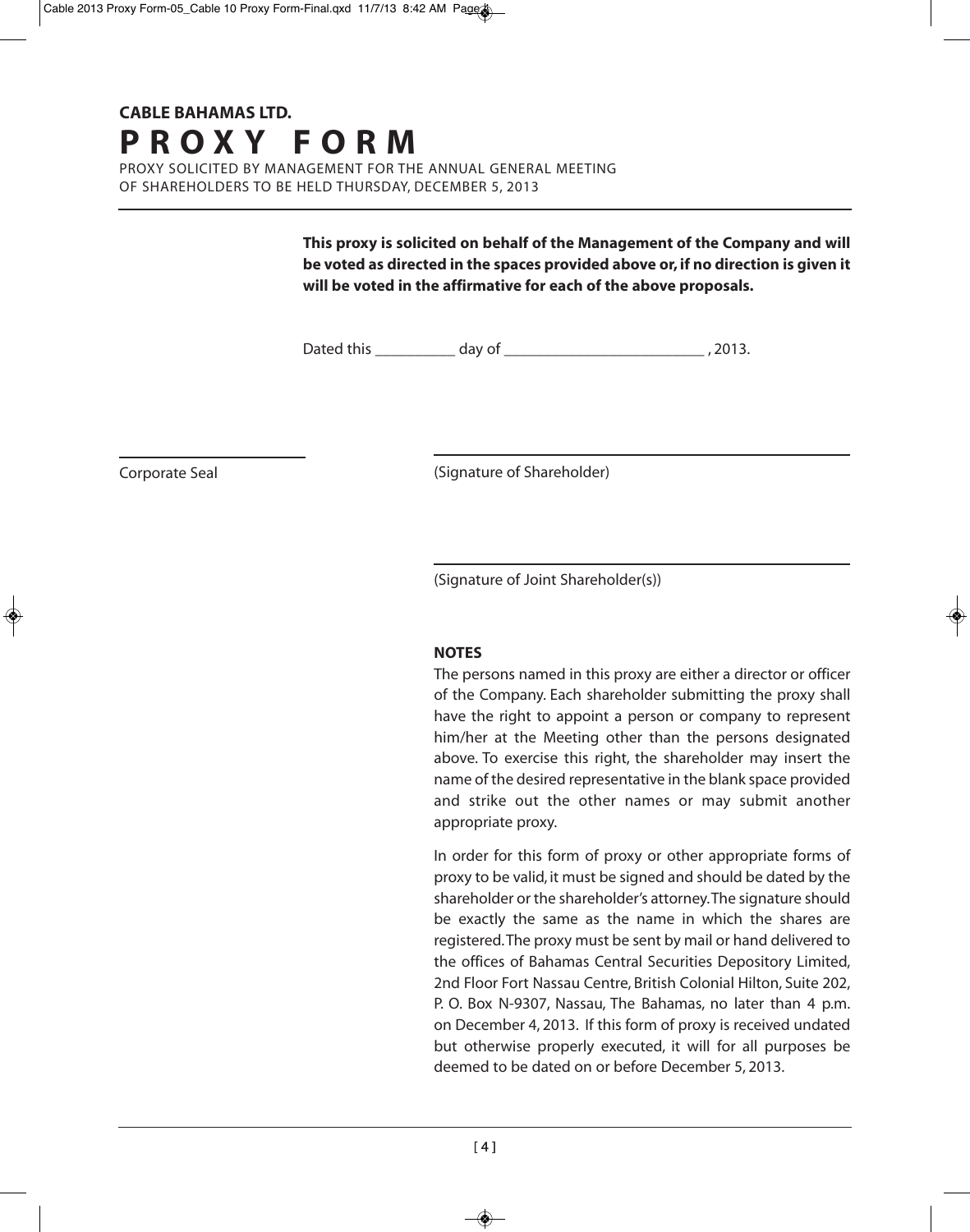**CABLE BAHAMAS LTD.**

# PROXY FORM

PROXY SOLICITED BY MANAGEMENT FOR THE ANNUAL GENERAL MEETING OF SHAREHOLDERS TO BE HELD THURSDAY, DECEMBER 5, 2013

---

**This proxy is solicited on behalf of the Management of the Company and will be voted as directed in the spaces provided above or, if no direction is given it will be voted in the affirmative for each of the above proposals.**

Dated this ___________ day of ___________________________ , 2013.

______________________
Corporate Seal

______________________________________________
(Signature of Shareholder)

______________________________________________
(Signature of Joint Shareholder(s))

**NOTES**

The persons named in this proxy are either a director or officer of the Company. Each shareholder submitting the proxy shall have the right to appoint a person or company to represent him/her at the Meeting other than the persons designated above. To exercise this right, the shareholder may insert the name of the desired representative in the blank space provided and strike out the other names or may submit another appropriate proxy.

In order for this form of proxy or other appropriate forms of proxy to be valid, it must be signed and should be dated by the shareholder or the shareholder's attorney. The signature should be exactly the same as the name in which the shares are registered. The proxy must be sent by mail or hand delivered to the offices of Bahamas Central Securities Depository Limited, 2nd Floor Fort Nassau Centre, British Colonial Hilton, Suite 202, P. O. Box N-9307, Nassau, The Bahamas, no later than 4 p.m. on December 4, 2013. If this form of proxy is received undated but otherwise properly executed, it will for all purposes be deemed to be dated on or before December 5, 2013.